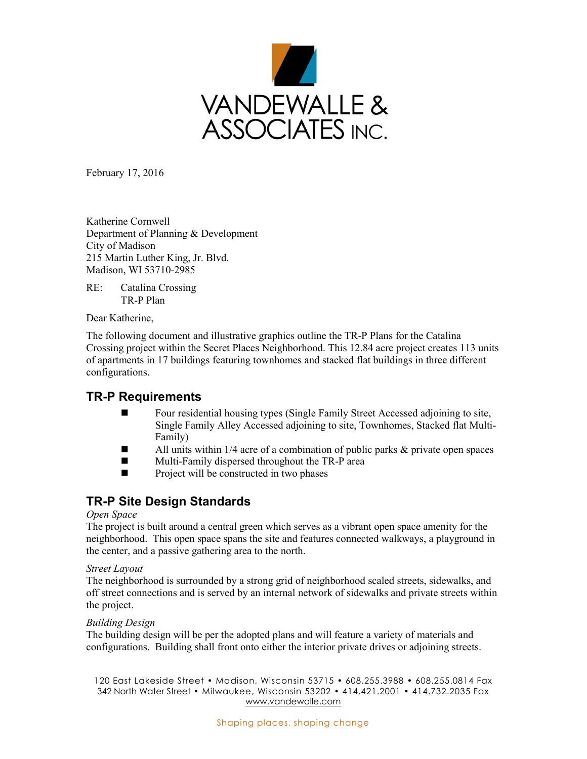VANDEWALLE & ASSOCIATES INC.

February 17, 2016

Katherine Cornwell
Department of Planning & Development
City of Madison
215 Martin Luther King, Jr. Blvd.
Madison, WI 53710-2985

RE: Catalina Crossing
TR-P Plan

Dear Katherine,

The following document and illustrative graphics outline the TR-P Plans for the Catalina Crossing project within the Secret Places Neighborhood. This 12.84 acre project creates 113 units of apartments in 17 buildings featuring townhomes and stacked flat buildings in three different configurations.

## TR-P Requirements

- Four residential housing types (Single Family Street Accessed adjoining to site, Single Family Alley Accessed adjoining to site, Townhomes, Stacked flat Multi-Family)
- All units within 1/4 acre of a combination of public parks & private open spaces
- Multi-Family dispersed throughout the TR-P area
- Project will be constructed in two phases

## TR-P Site Design Standards

*Open Space*
The project is built around a central green which serves as a vibrant open space amenity for the neighborhood. This open space spans the site and features connected walkways, a playground in the center, and a passive gathering area to the north.

*Street Layout*
The neighborhood is surrounded by a strong grid of neighborhood scaled streets, sidewalks, and off street connections and is served by an internal network of sidewalks and private streets within the project.

*Building Design*
The building design will be per the adopted plans and will feature a variety of materials and configurations. Building shall front onto either the interior private drives or adjoining streets.

120 East Lakeside Street • Madison, Wisconsin 53715 • 608.255.3988 • 608.255.0814 Fax
342 North Water Street • Milwaukee, Wisconsin 53202 • 414.421.2001 • 414.732.2035 Fax
www.vandewalle.com

Shaping places, shaping change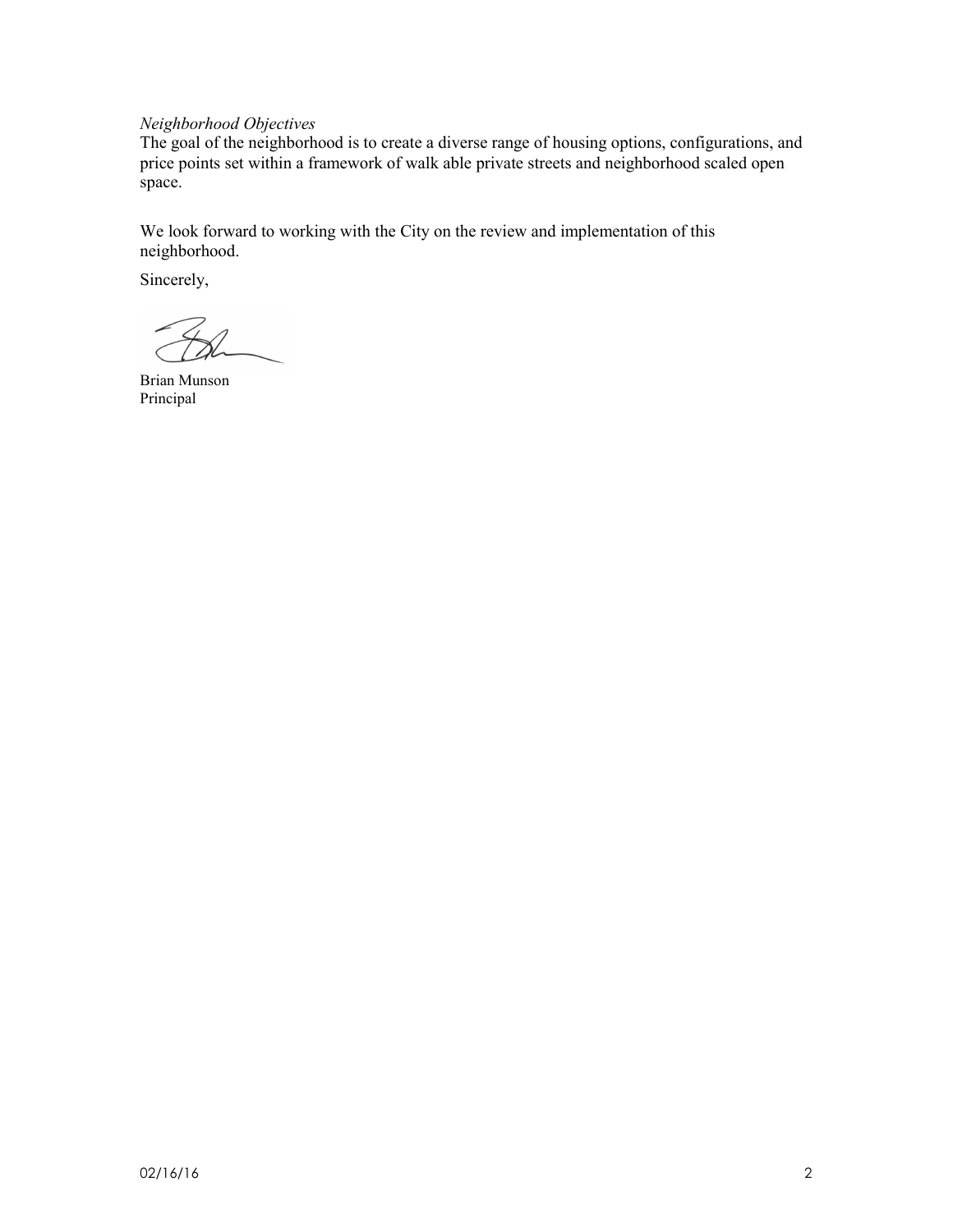*Neighborhood Objectives*

The goal of the neighborhood is to create a diverse range of housing options, configurations, and price points set within a framework of walk able private streets and neighborhood scaled open space.

We look forward to working with the City on the review and implementation of this neighborhood.

Sincerely,

Brian Munson
Principal

02/16/16